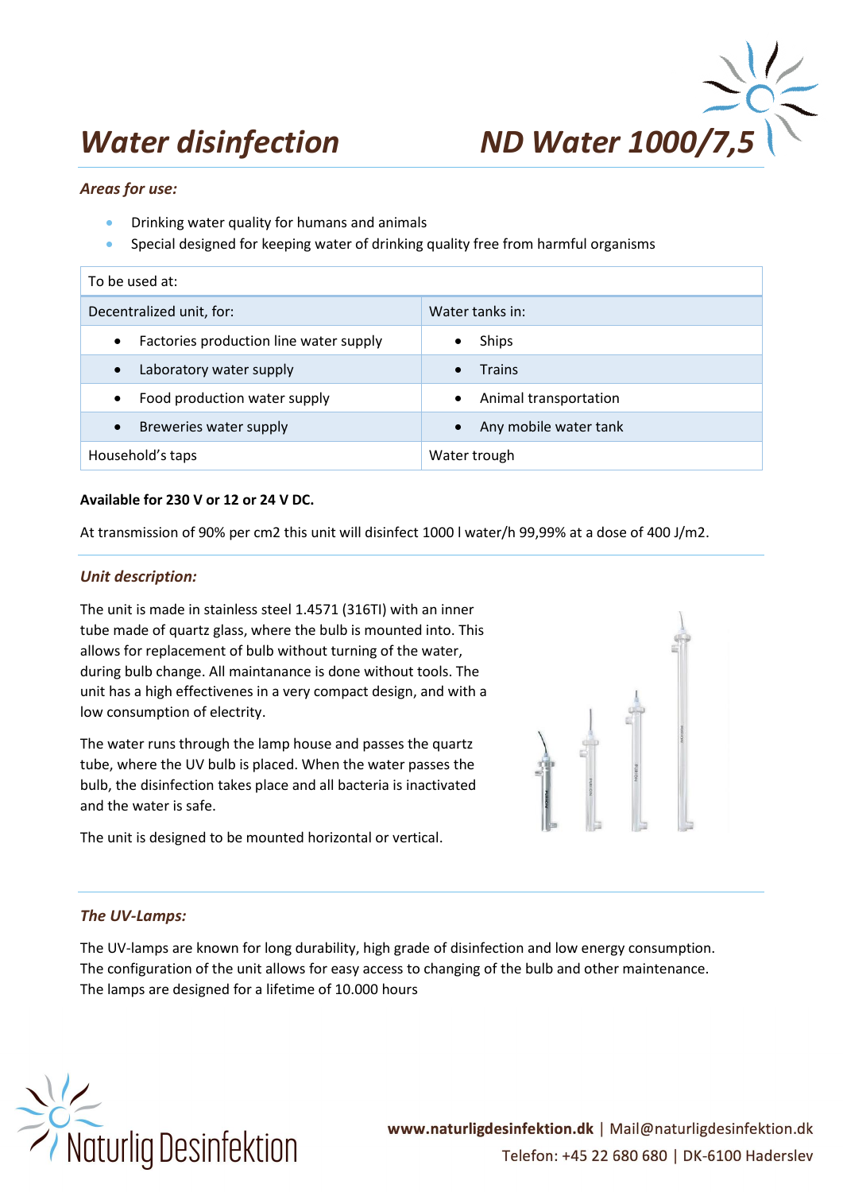# *Water disinfection* ND Water 1000/7,5

### *Areas for use:*

- Drinking water quality for humans and animals
- Special designed for keeping water of drinking quality free from harmful organisms

| To be used at: | |
|---|---|
| Decentralized unit, for: | Water tanks in: |
| • Factories production line water supply | • Ships |
| • Laboratory water supply | • Trains |
| • Food production water supply | • Animal transportation |
| • Breweries water supply | • Any mobile water tank |
| Household's taps | Water trough |

**Available for 230 V or 12 or 24 V DC.**

At transmission of 90% per cm2 this unit will disinfect 1000 l water/h 99,99% at a dose of 400 J/m2.

### *Unit description:*

The unit is made in stainless steel 1.4571 (316TI) with an inner tube made of quartz glass, where the bulb is mounted into. This allows for replacement of bulb without turning of the water, during bulb change. All maintanance is done without tools. The unit has a high effectivenes in a very compact design, and with a low consumption of electrity.

The water runs through the lamp house and passes the quartz tube, where the UV bulb is placed. When the water passes the bulb, the disinfection takes place and all bacteria is inactivated and the water is safe.

The unit is designed to be mounted horizontal or vertical.

### *The UV-Lamps:*

The UV-lamps are known for long durability, high grade of disinfection and low energy consumption. The configuration of the unit allows for easy access to changing of the bulb and other maintenance. The lamps are designed for a lifetime of 10.000 hours

Naturlig Desinfektion

**www.naturligdesinfektion.dk** | Mail@naturligdesinfektion.dk
Telefon: +45 22 680 680 | DK-6100 Haderslev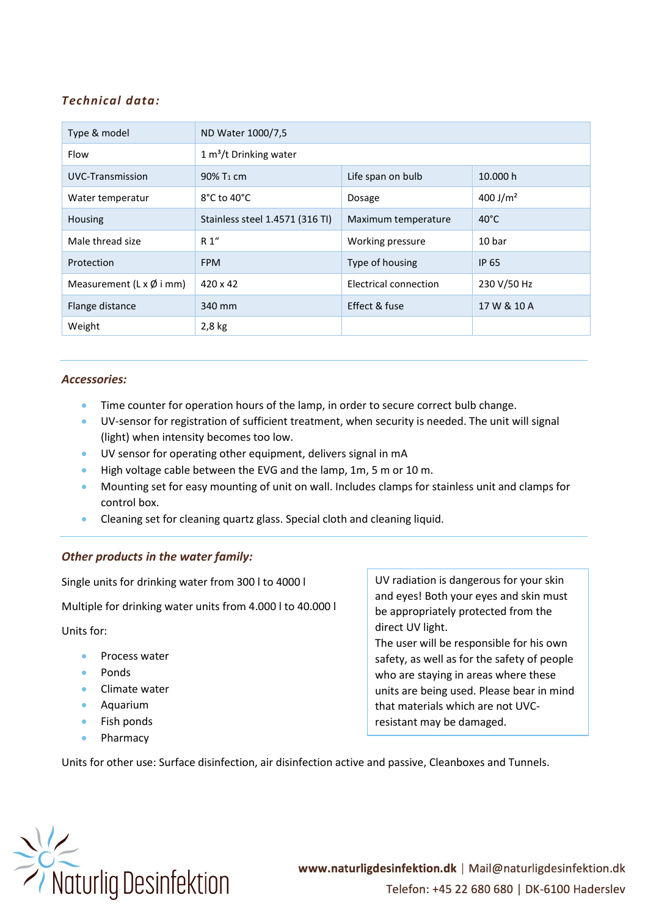### *Technical data:*

| | | | |
|---|---|---|---|
| Type & model | ND Water 1000/7,5 | | |
| Flow | 1 $m^3$/t Drinking water | | |
| UVC-Transmission | 90% $T_1$ cm | Life span on bulb | 10.000 h |
| Water temperatur | 8°C to 40°C | Dosage | 400 J/$m^2$ |
| Housing | Stainless steel 1.4571 (316 TI) | Maximum temperature | 40°C |
| Male thread size | R 1" | Working pressure | 10 bar |
| Protection | FPM | Type of housing | IP 65 |
| Measurement (L x Ø i mm) | 420 x 42 | Electrical connection | 230 V/50 Hz |
| Flange distance | 340 mm | Effect & fuse | 17 W & 10 A |
| Weight | 2,8 kg | | |

### *Accessories:*

- Time counter for operation hours of the lamp, in order to secure correct bulb change.
- UV-sensor for registration of sufficient treatment, when security is needed. The unit will signal (light) when intensity becomes too low.
- UV sensor for operating other equipment, delivers signal in mA
- High voltage cable between the EVG and the lamp, 1m, 5 m or 10 m.
- Mounting set for easy mounting of unit on wall. Includes clamps for stainless unit and clamps for control box.
- Cleaning set for cleaning quartz glass. Special cloth and cleaning liquid.

### *Other products in the water family:*

Single units for drinking water from 300 l to 4000 l

Multiple for drinking water units from 4.000 l to 40.000 l

Units for:

- Process water
- Ponds
- Climate water
- Aquarium
- Fish ponds
- Pharmacy

UV radiation is dangerous for your skin and eyes! Both your eyes and skin must be appropriately protected from the direct UV light.
The user will be responsible for his own safety, as well as for the safety of people who are staying in areas where these units are being used. Please bear in mind that materials which are not UVC-resistant may be damaged.

Units for other use: Surface disinfection, air disinfection active and passive, Cleanboxes and Tunnels.

Naturlig Desinfektion

**www.naturligdesinfektion.dk** | Mail@naturligdesinfektion.dk
Telefon: +45 22 680 680 | DK-6100 Haderslev